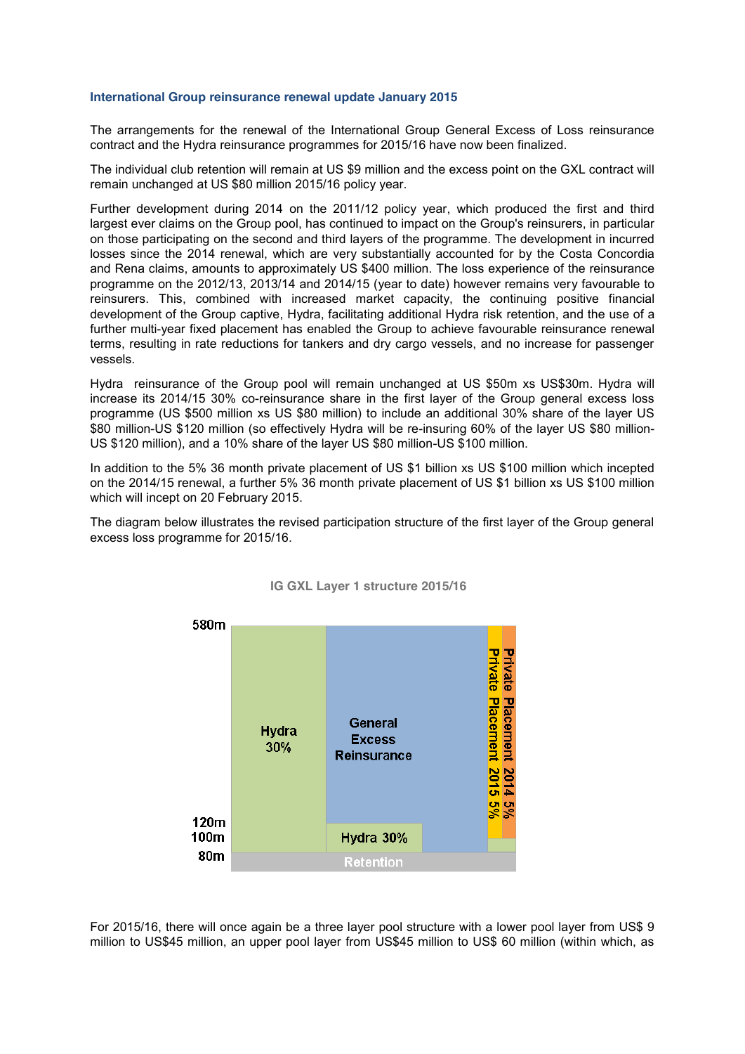### International Group reinsurance renewal update January 2015

The arrangements for the renewal of the International Group General Excess of Loss reinsurance contract and the Hydra reinsurance programmes for 2015/16 have now been finalized.

The individual club retention will remain at US $9 million and the excess point on the GXL contract will remain unchanged at US $80 million 2015/16 policy year.

Further development during 2014 on the 2011/12 policy year, which produced the first and third largest ever claims on the Group pool, has continued to impact on the Group's reinsurers, in particular on those participating on the second and third layers of the programme. The development in incurred losses since the 2014 renewal, which are very substantially accounted for by the Costa Concordia and Rena claims, amounts to approximately US $400 million. The loss experience of the reinsurance programme on the 2012/13, 2013/14 and 2014/15 (year to date) however remains very favourable to reinsurers. This, combined with increased market capacity, the continuing positive financial development of the Group captive, Hydra, facilitating additional Hydra risk retention, and the use of a further multi-year fixed placement has enabled the Group to achieve favourable reinsurance renewal terms, resulting in rate reductions for tankers and dry cargo vessels, and no increase for passenger vessels.

Hydra reinsurance of the Group pool will remain unchanged at US $50m xs US$30m. Hydra will increase its 2014/15 30% co-reinsurance share in the first layer of the Group general excess loss programme (US $500 million xs US $80 million) to include an additional 30% share of the layer US $80 million-US $120 million (so effectively Hydra will be re-insuring 60% of the layer US $80 million-US $120 million), and a 10% share of the layer US $80 million-US $100 million.

In addition to the 5% 36 month private placement of US $1 billion xs US $100 million which incepted on the 2014/15 renewal, a further 5% 36 month private placement of US $1 billion xs US $100 million which will incept on 20 February 2015.

The diagram below illustrates the revised participation structure of the first layer of the Group general excess loss programme for 2015/16.

**IG GXL Layer 1 structure 2015/16**

| Layer | Participation |
|---|---|
| 80m–580m | Hydra 30% |
| 120m–580m | General Excess Reinsurance |
| 80m–120m | Hydra 30% |
| 100m–580m | Private Placement 2015 5% |
| 100m–580m | Private Placement 2014 5% |
| Below 80m | Retention |

For 2015/16, there will once again be a three layer pool structure with a lower pool layer from US$ 9 million to US$45 million, an upper pool layer from US$45 million to US$ 60 million (within which, as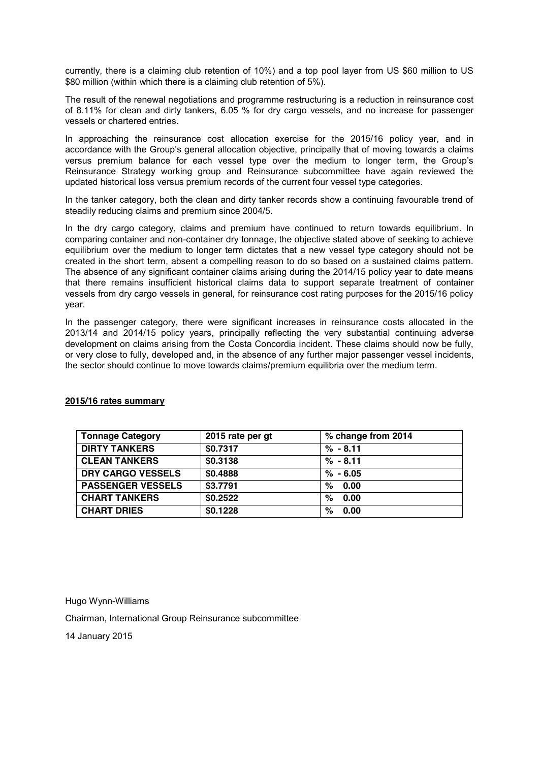currently, there is a claiming club retention of 10%) and a top pool layer from US $60 million to US $80 million (within which there is a claiming club retention of 5%).

The result of the renewal negotiations and programme restructuring is a reduction in reinsurance cost of 8.11% for clean and dirty tankers, 6.05 % for dry cargo vessels, and no increase for passenger vessels or chartered entries.

In approaching the reinsurance cost allocation exercise for the 2015/16 policy year, and in accordance with the Group's general allocation objective, principally that of moving towards a claims versus premium balance for each vessel type over the medium to longer term, the Group's Reinsurance Strategy working group and Reinsurance subcommittee have again reviewed the updated historical loss versus premium records of the current four vessel type categories.

In the tanker category, both the clean and dirty tanker records show a continuing favourable trend of steadily reducing claims and premium since 2004/5.

In the dry cargo category, claims and premium have continued to return towards equilibrium. In comparing container and non-container dry tonnage, the objective stated above of seeking to achieve equilibrium over the medium to longer term dictates that a new vessel type category should not be created in the short term, absent a compelling reason to do so based on a sustained claims pattern. The absence of any significant container claims arising during the 2014/15 policy year to date means that there remains insufficient historical claims data to support separate treatment of container vessels from dry cargo vessels in general, for reinsurance cost rating purposes for the 2015/16 policy year.

In the passenger category, there were significant increases in reinsurance costs allocated in the 2013/14 and 2014/15 policy years, principally reflecting the very substantial continuing adverse development on claims arising from the Costa Concordia incident. These claims should now be fully, or very close to fully, developed and, in the absence of any further major passenger vessel incidents, the sector should continue to move towards claims/premium equilibria over the medium term.

**2015/16 rates summary**

| Tonnage Category | 2015 rate per gt | % change from 2014 |
|---|---|---|
| DIRTY TANKERS | $0.7317 | % - 8.11 |
| CLEAN TANKERS | $0.3138 | % - 8.11 |
| DRY CARGO VESSELS | $0.4888 | % - 6.05 |
| PASSENGER VESSELS | $3.7791 | % 0.00 |
| CHART TANKERS | $0.2522 | % 0.00 |
| CHART DRIES | $0.1228 | % 0.00 |

Hugo Wynn-Williams

Chairman, International Group Reinsurance subcommittee

14 January 2015